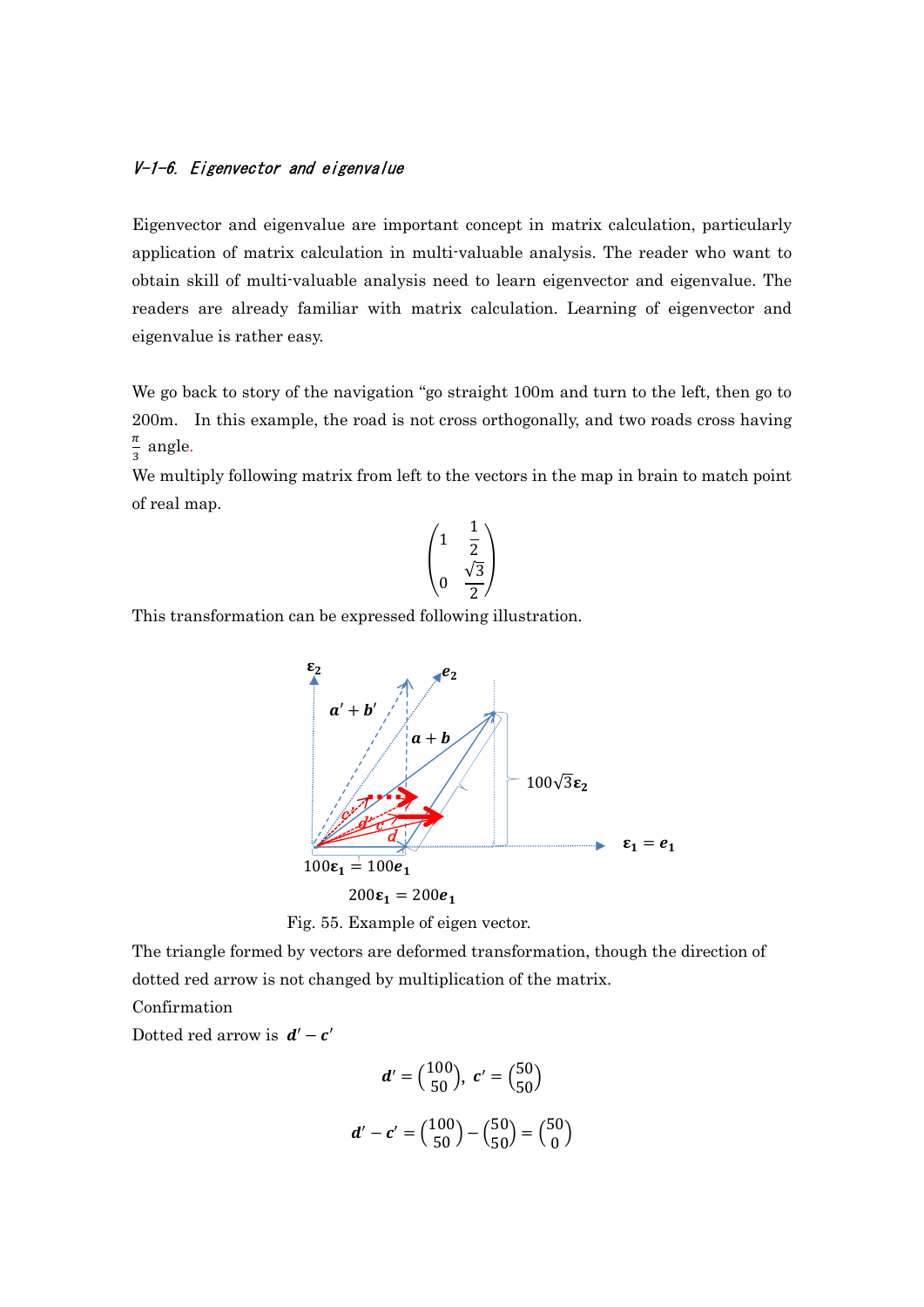*V-1-6. Eigenvector and eigenvalue*

Eigenvector and eigenvalue are important concept in matrix calculation, particularly application of matrix calculation in multi-valuable analysis. The reader who want to obtain skill of multi-valuable analysis need to learn eigenvector and eigenvalue. The readers are already familiar with matrix calculation. Learning of eigenvector and eigenvalue is rather easy.

We go back to story of the navigation "go straight 100m and turn to the left, then go to 200m. In this example, the road is not cross orthogonally, and two roads cross having $\frac{\pi}{3}$ angle.

We multiply following matrix from left to the vectors in the map in brain to match point of real map.

$$\begin{pmatrix} 1 & \frac{1}{2} \\ 0 & \frac{\sqrt{3}}{2} \end{pmatrix}$$

This transformation can be expressed following illustration.

Fig. 55. Example of eigen vector.

The triangle formed by vectors are deformed transformation, though the direction of dotted red arrow is not changed by multiplication of the matrix.

Confirmation

Dotted red arrow is $\boldsymbol{d}' - \boldsymbol{c}'$

$$\boldsymbol{d}' = \begin{pmatrix} 100 \\ 50 \end{pmatrix},\ \boldsymbol{c}' = \begin{pmatrix} 50 \\ 50 \end{pmatrix}$$

$$\boldsymbol{d}' - \boldsymbol{c}' = \begin{pmatrix} 100 \\ 50 \end{pmatrix} - \begin{pmatrix} 50 \\ 50 \end{pmatrix} = \begin{pmatrix} 50 \\ 0 \end{pmatrix}$$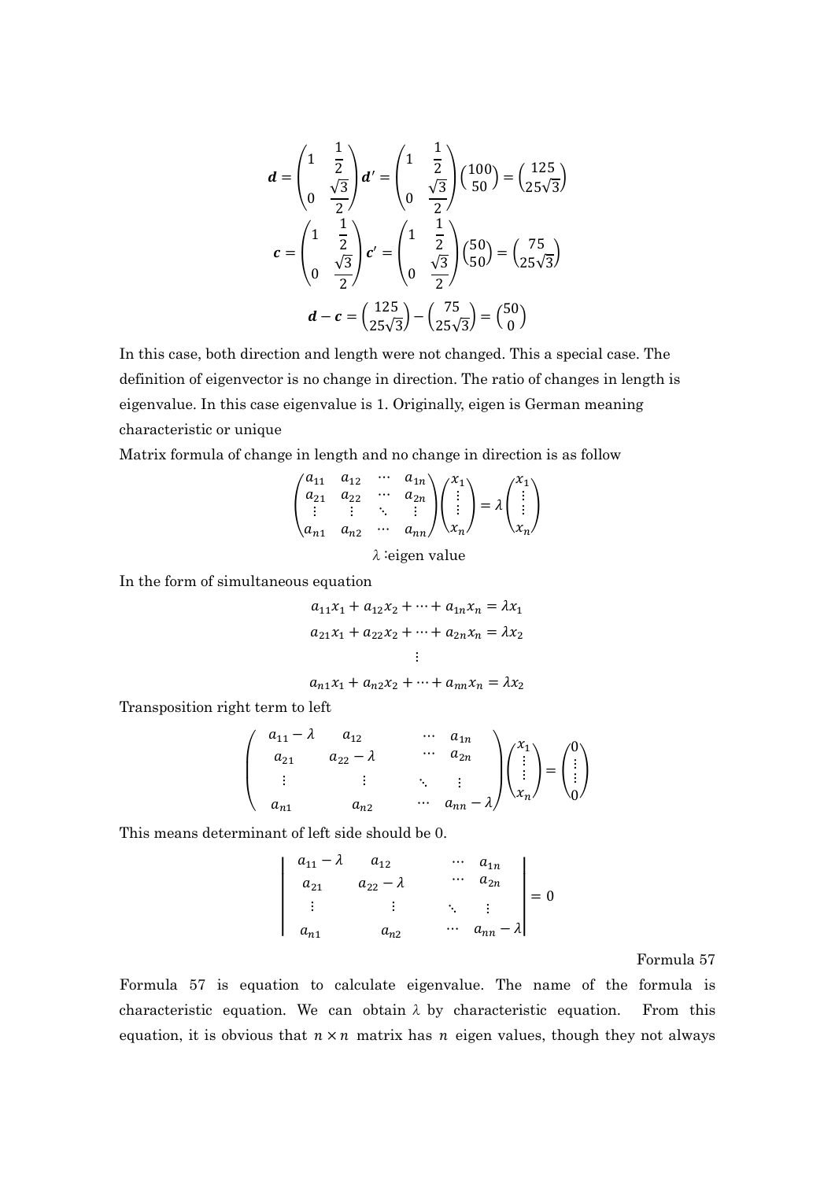$$\boldsymbol{d} = \begin{pmatrix} 1 & \frac{1}{2} \\ 0 & \frac{\sqrt{3}}{2} \end{pmatrix} \boldsymbol{d}' = \begin{pmatrix} 1 & \frac{1}{2} \\ 0 & \frac{\sqrt{3}}{2} \end{pmatrix} \begin{pmatrix} 100 \\ 50 \end{pmatrix} = \begin{pmatrix} 125 \\ 25\sqrt{3} \end{pmatrix}$$

$$\boldsymbol{c} = \begin{pmatrix} 1 & \frac{1}{2} \\ 0 & \frac{\sqrt{3}}{2} \end{pmatrix} \boldsymbol{c}' = \begin{pmatrix} 1 & \frac{1}{2} \\ 0 & \frac{\sqrt{3}}{2} \end{pmatrix} \begin{pmatrix} 50 \\ 50 \end{pmatrix} = \begin{pmatrix} 75 \\ 25\sqrt{3} \end{pmatrix}$$

$$\boldsymbol{d} - \boldsymbol{c} = \begin{pmatrix} 125 \\ 25\sqrt{3} \end{pmatrix} - \begin{pmatrix} 75 \\ 25\sqrt{3} \end{pmatrix} = \begin{pmatrix} 50 \\ 0 \end{pmatrix}$$

In this case, both direction and length were not changed. This a special case. The definition of eigenvector is no change in direction. The ratio of changes in length is eigenvalue. In this case eigenvalue is 1. Originally, eigen is German meaning characteristic or unique

Matrix formula of change in length and no change in direction is as follow

$$\begin{pmatrix} a_{11} & a_{12} & \cdots & a_{1n} \\ a_{21} & a_{22} & \cdots & a_{2n} \\ \vdots & \vdots & \ddots & \vdots \\ a_{n1} & a_{n2} & \cdots & a_{nn} \end{pmatrix} \begin{pmatrix} x_1 \\ \vdots \\ \vdots \\ x_n \end{pmatrix} = \lambda \begin{pmatrix} x_1 \\ \vdots \\ \vdots \\ x_n \end{pmatrix}$$

$\lambda$ :eigen value

In the form of simultaneous equation

$$a_{11}x_1 + a_{12}x_2 + \cdots + a_{1n}x_n = \lambda x_1$$
$$a_{21}x_1 + a_{22}x_2 + \cdots + a_{2n}x_n = \lambda x_2$$
$$\vdots$$
$$a_{n1}x_1 + a_{n2}x_2 + \cdots + a_{nn}x_n = \lambda x_2$$

Transposition right term to left

$$\begin{pmatrix} a_{11} - \lambda & a_{12} & \cdots & a_{1n} \\ a_{21} & a_{22} - \lambda & \cdots & a_{2n} \\ \vdots & \vdots & \ddots & \vdots \\ a_{n1} & a_{n2} & \cdots & a_{nn} - \lambda \end{pmatrix} \begin{pmatrix} x_1 \\ \vdots \\ \vdots \\ x_n \end{pmatrix} = \begin{pmatrix} 0 \\ \vdots \\ \vdots \\ 0 \end{pmatrix}$$

This means determinant of left side should be 0.

$$\begin{vmatrix} a_{11} - \lambda & a_{12} & \cdots & a_{1n} \\ a_{21} & a_{22} - \lambda & \cdots & a_{2n} \\ \vdots & \vdots & \ddots & \vdots \\ a_{n1} & a_{n2} & \cdots & a_{nn} - \lambda \end{vmatrix} = 0$$

Formula 57

Formula 57 is equation to calculate eigenvalue. The name of the formula is characteristic equation. We can obtain $\lambda$ by characteristic equation. From this equation, it is obvious that $n \times n$ matrix has $n$ eigen values, though they not always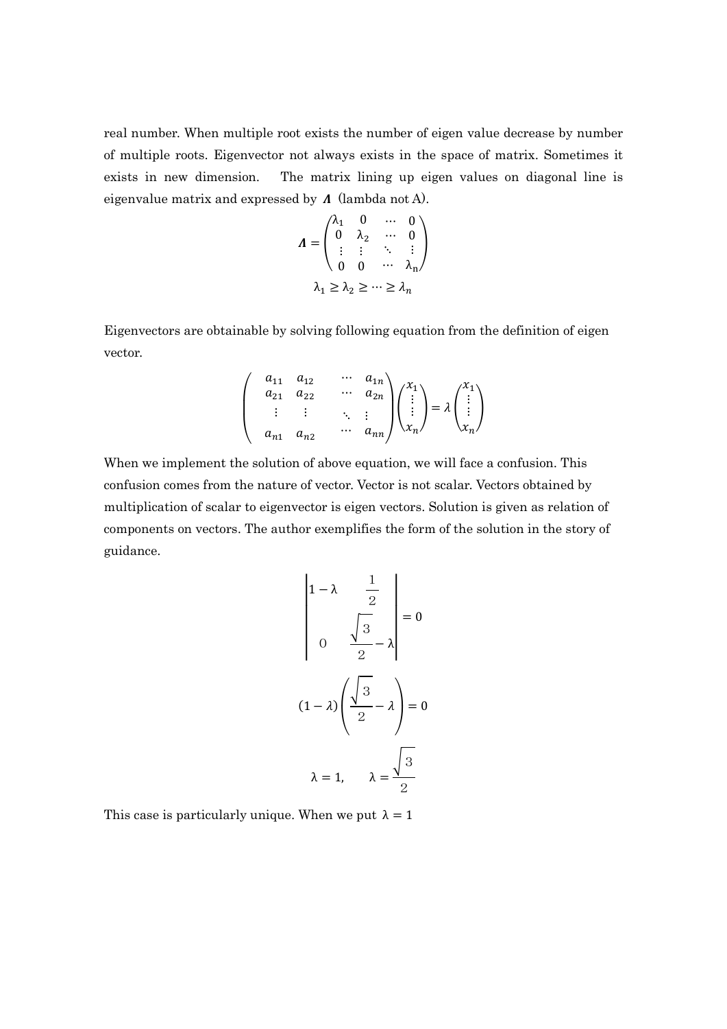real number. When multiple root exists the number of eigen value decrease by number of multiple roots. Eigenvector not always exists in the space of matrix. Sometimes it exists in new dimension. The matrix lining up eigen values on diagonal line is eigenvalue matrix and expressed by $\boldsymbol{\Lambda}$ (lambda not A).

$$
\boldsymbol{\Lambda} = \begin{pmatrix} \lambda_1 & 0 & \cdots & 0 \\ 0 & \lambda_2 & \cdots & 0 \\ \vdots & \vdots & \ddots & \vdots \\ 0 & 0 & \cdots & \lambda_n \end{pmatrix}
$$

$$
\lambda_1 \geq \lambda_2 \geq \cdots \geq \lambda_n
$$

Eigenvectors are obtainable by solving following equation from the definition of eigen vector.

$$
\begin{pmatrix} a_{11} & a_{12} & \cdots & a_{1n} \\ a_{21} & a_{22} & \cdots & a_{2n} \\ \vdots & \vdots & \ddots & \vdots \\ a_{n1} & a_{n2} & \cdots & a_{nn} \end{pmatrix} \begin{pmatrix} x_1 \\ \vdots \\ x_n \end{pmatrix} = \lambda \begin{pmatrix} x_1 \\ \vdots \\ x_n \end{pmatrix}
$$

When we implement the solution of above equation, we will face a confusion. This confusion comes from the nature of vector. Vector is not scalar. Vectors obtained by multiplication of scalar to eigenvector is eigen vectors. Solution is given as relation of components on vectors. The author exemplifies the form of the solution in the story of guidance.

$$
\begin{vmatrix} 1-\lambda & \dfrac{1}{2} \\ 0 & \dfrac{\sqrt{3}}{2} - \lambda \end{vmatrix} = 0
$$

$$
(1-\lambda)\left(\frac{\sqrt{3}}{2} - \lambda\right) = 0
$$

$$
\lambda = 1, \qquad \lambda = \frac{\sqrt{3}}{2}
$$

This case is particularly unique. When we put $\lambda = 1$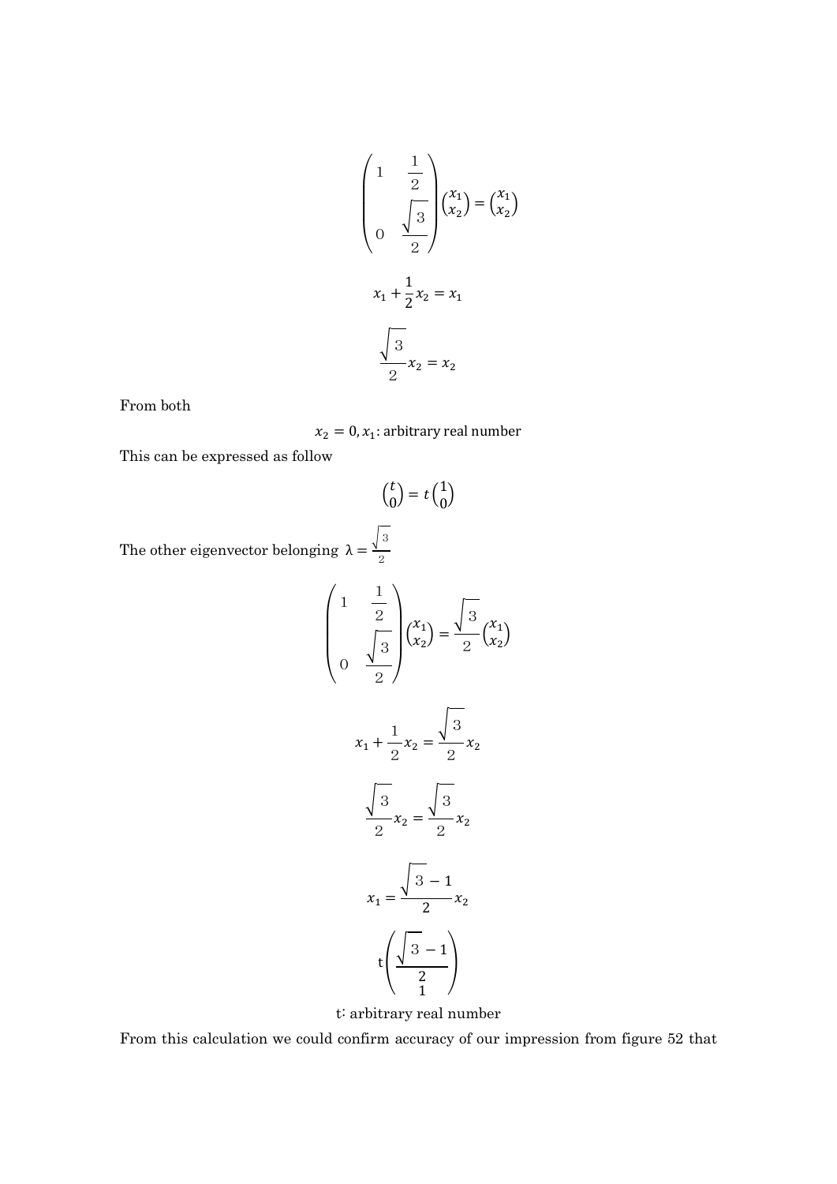$$\begin{pmatrix} 1 & \frac{1}{2} \\ 0 & \frac{\sqrt{3}}{2} \end{pmatrix} \begin{pmatrix} x_1 \\ x_2 \end{pmatrix} = \begin{pmatrix} x_1 \\ x_2 \end{pmatrix}$$

$$x_1 + \frac{1}{2} x_2 = x_1$$

$$\frac{\sqrt{3}}{2} x_2 = x_2$$

From both

$$x_2 = 0, x_1 \text{: arbitrary real number}$$

This can be expressed as follow

$$\begin{pmatrix} t \\ 0 \end{pmatrix} = t \begin{pmatrix} 1 \\ 0 \end{pmatrix}$$

The other eigenvector belonging $\lambda = \frac{\sqrt{3}}{2}$

$$\begin{pmatrix} 1 & \frac{1}{2} \\ 0 & \frac{\sqrt{3}}{2} \end{pmatrix} \begin{pmatrix} x_1 \\ x_2 \end{pmatrix} = \frac{\sqrt{3}}{2} \begin{pmatrix} x_1 \\ x_2 \end{pmatrix}$$

$$x_1 + \frac{1}{2} x_2 = \frac{\sqrt{3}}{2} x_2$$

$$\frac{\sqrt{3}}{2} x_2 = \frac{\sqrt{3}}{2} x_2$$

$$x_1 = \frac{\sqrt{3} - 1}{2} x_2$$

$$t \begin{pmatrix} \frac{\sqrt{3} - 1}{2} \\ 1 \end{pmatrix}$$

t: arbitrary real number

From this calculation we could confirm accuracy of our impression from figure 52 that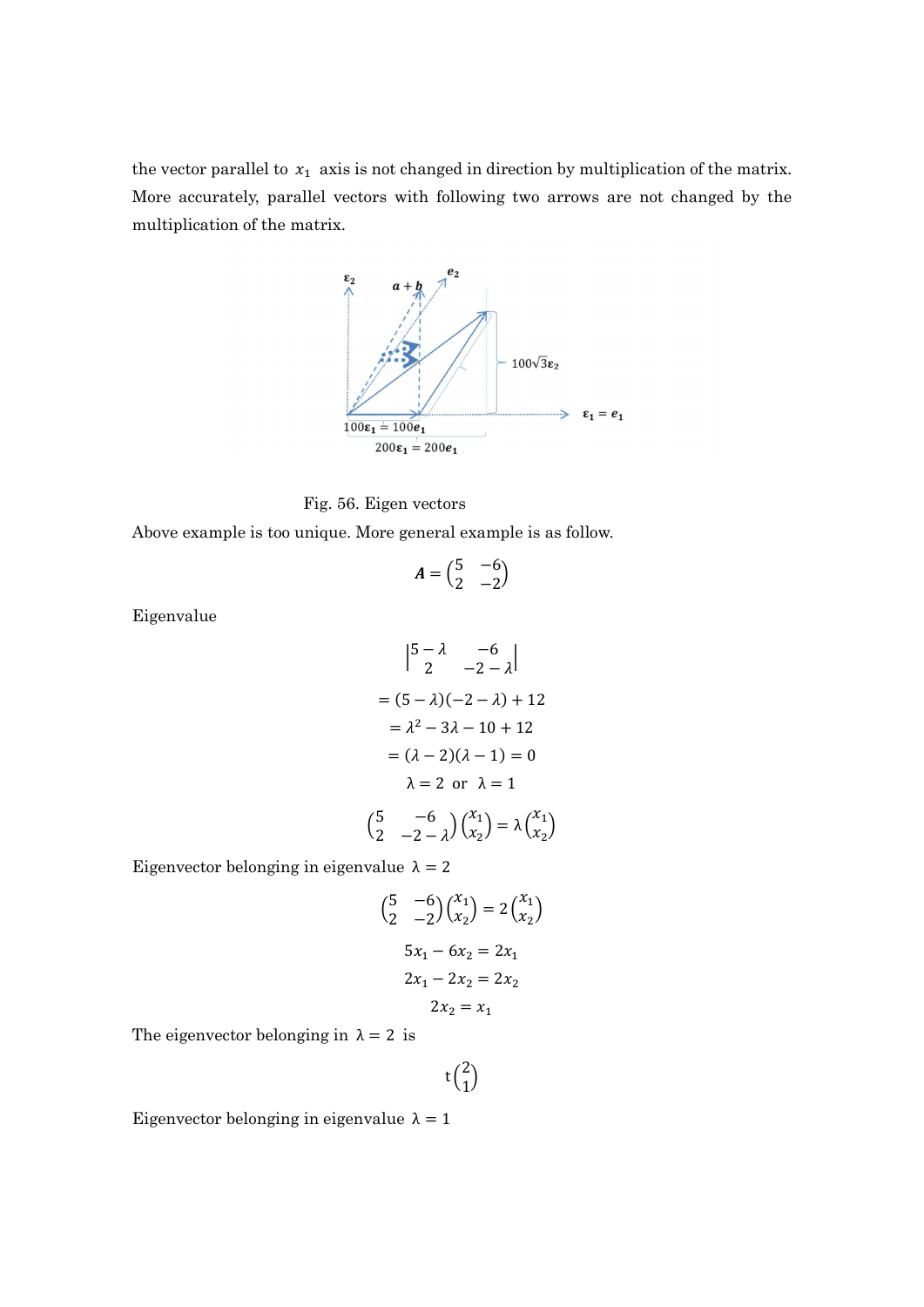the vector parallel to $x_1$ axis is not changed in direction by multiplication of the matrix. More accurately, parallel vectors with following two arrows are not changed by the multiplication of the matrix.

Fig. 56. Eigen vectors

Above example is too unique. More general example is as follow.

$$\boldsymbol{A} = \begin{pmatrix} 5 & -6 \\ 2 & -2 \end{pmatrix}$$

Eigenvalue

$$\begin{vmatrix} 5-\lambda & -6 \\ 2 & -2-\lambda \end{vmatrix}$$

$$= (5-\lambda)(-2-\lambda) + 12$$

$$= \lambda^2 - 3\lambda - 10 + 12$$

$$= (\lambda - 2)(\lambda - 1) = 0$$

$$\lambda = 2 \ \text{ or } \ \lambda = 1$$

$$\begin{pmatrix} 5 & -6 \\ 2 & -2-\lambda \end{pmatrix} \begin{pmatrix} x_1 \\ x_2 \end{pmatrix} = \lambda \begin{pmatrix} x_1 \\ x_2 \end{pmatrix}$$

Eigenvector belonging in eigenvalue $\lambda = 2$

$$\begin{pmatrix} 5 & -6 \\ 2 & -2 \end{pmatrix} \begin{pmatrix} x_1 \\ x_2 \end{pmatrix} = 2 \begin{pmatrix} x_1 \\ x_2 \end{pmatrix}$$

$$5x_1 - 6x_2 = 2x_1$$

$$2x_1 - 2x_2 = 2x_2$$

$$2x_2 = x_1$$

The eigenvector belonging in $\lambda = 2$ is

$$t \begin{pmatrix} 2 \\ 1 \end{pmatrix}$$

Eigenvector belonging in eigenvalue $\lambda = 1$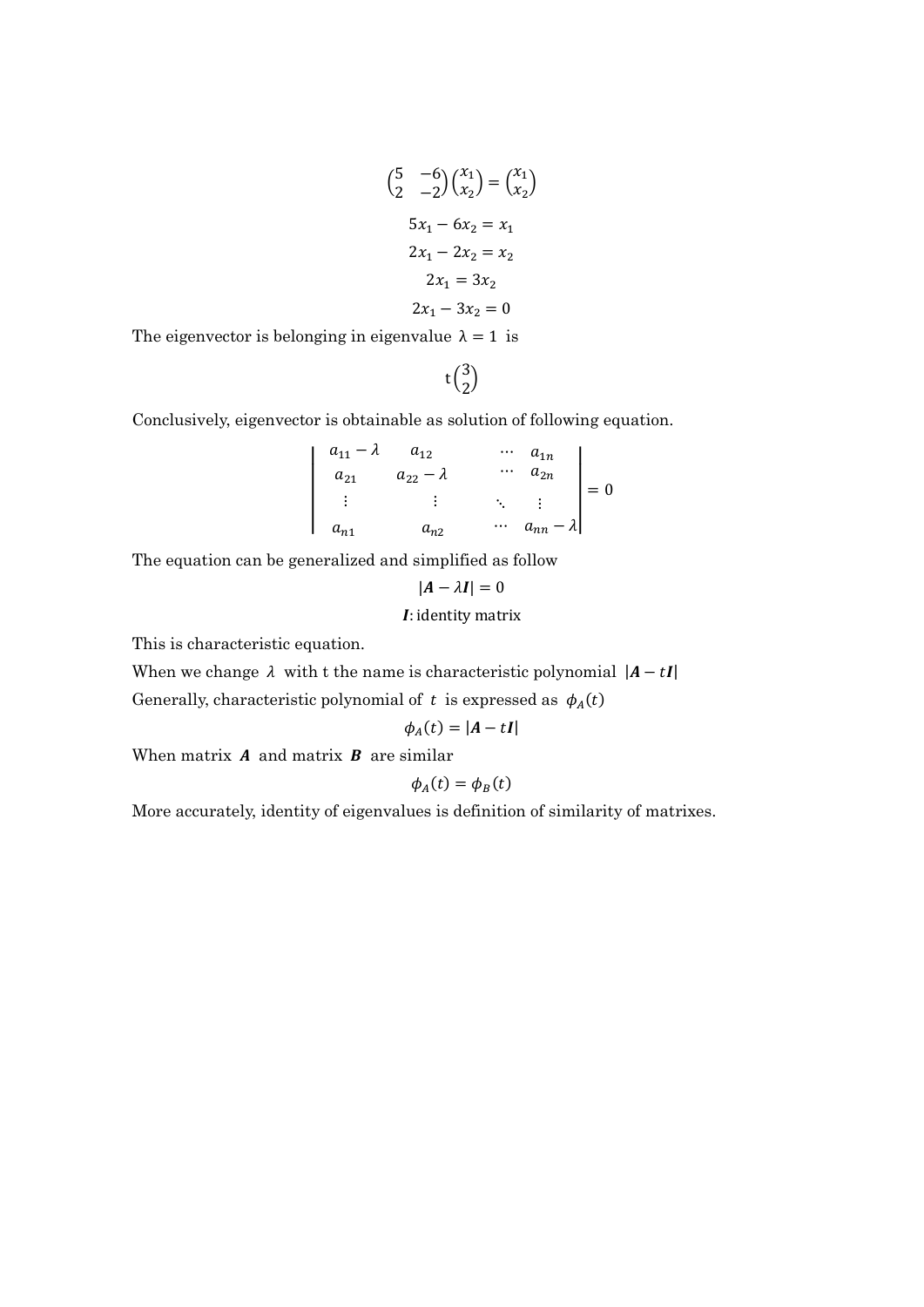$$\begin{pmatrix} 5 & -6 \\ 2 & -2 \end{pmatrix} \begin{pmatrix} x_1 \\ x_2 \end{pmatrix} = \begin{pmatrix} x_1 \\ x_2 \end{pmatrix}$$

$$5x_1 - 6x_2 = x_1$$

$$2x_1 - 2x_2 = x_2$$

$$2x_1 = 3x_2$$

$$2x_1 - 3x_2 = 0$$

The eigenvector is belonging in eigenvalue $\lambda = 1$ is

$$\mathrm{t}\begin{pmatrix} 3 \\ 2 \end{pmatrix}$$

Conclusively, eigenvector is obtainable as solution of following equation.

$$\begin{vmatrix} a_{11} - \lambda & a_{12} & \cdots & a_{1n} \\ a_{21} & a_{22} - \lambda & \cdots & a_{2n} \\ \vdots & \vdots & \ddots & \vdots \\ a_{n1} & a_{n2} & \cdots & a_{nn} - \lambda \end{vmatrix} = 0$$

The equation can be generalized and simplified as follow

$$|\boldsymbol{A} - \lambda \boldsymbol{I}| = 0$$

$\boldsymbol{I}$: identity matrix

This is characteristic equation.

When we change $\lambda$ with t the name is characteristic polynomial $|\boldsymbol{A} - t\boldsymbol{I}|$

Generally, characteristic polynomial of $t$ is expressed as $\phi_A(t)$

$$\phi_A(t) = |\boldsymbol{A} - t\boldsymbol{I}|$$

When matrix $\boldsymbol{A}$ and matrix $\boldsymbol{B}$ are similar

$$\phi_A(t) = \phi_B(t)$$

More accurately, identity of eigenvalues is definition of similarity of matrixes.